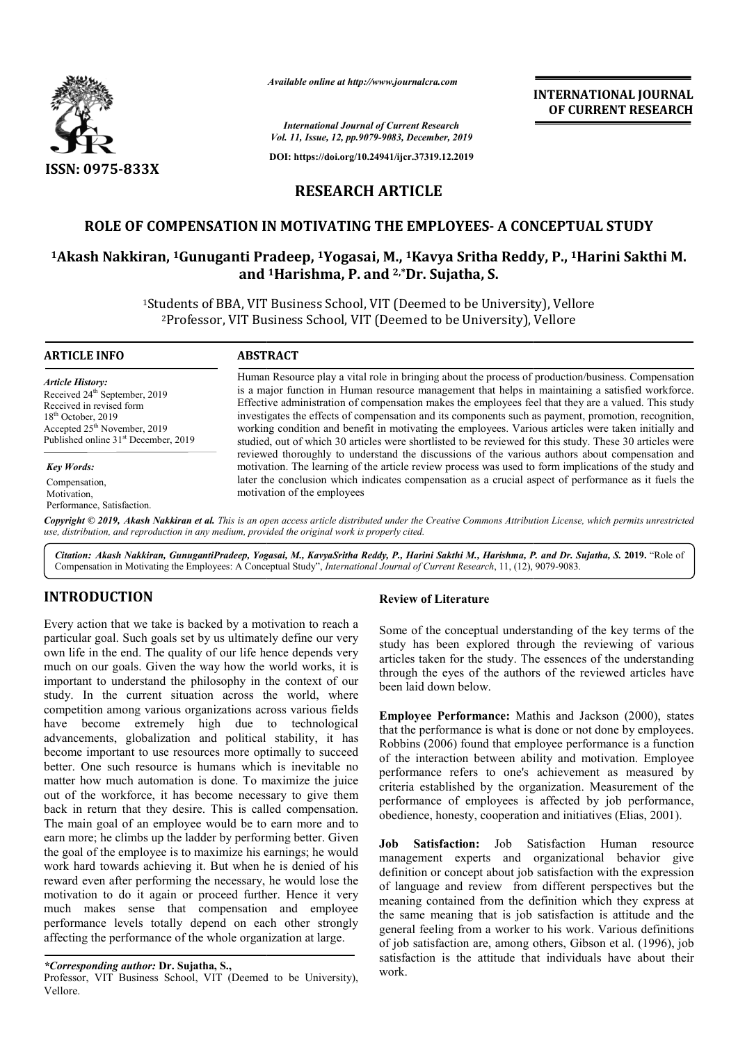*Available online at http://www.journalcra.com*

*International Journal of Current Research*
*Vol. 11, Issue, 12, pp.9079-9083, December, 2019*

**DOI: https://doi.org/10.24941/ijcr.37319.12.2019**

**ISSN: 0975-833X**

**INTERNATIONAL JOURNAL OF CURRENT RESEARCH**

# RESEARCH ARTICLE

## ROLE OF COMPENSATION IN MOTIVATING THE EMPLOYEES- A CONCEPTUAL STUDY

**[1]Akash Nakkiran, [1]Gunuganti Pradeep, [1]Yogasai, M., [1]Kavya Sritha Reddy, P., [1]Harini Sakthi M. and [1]Harishma, P. and [2,*]Dr. Sujatha, S.**

[1]Students of BBA, VIT Business School, VIT (Deemed to be University), Vellore
[2]Professor, VIT Business School, VIT (Deemed to be University), Vellore

**ARTICLE INFO**

*Article History:*
Received 24th September, 2019
Received in revised form
18th October, 2019
Accepted 25th November, 2019
Published online 31st December, 2019

*Key Words:*
Compensation,
Motivation,
Performance, Satisfaction.

**ABSTRACT**

Human Resource play a vital role in bringing about the process of production/business. Compensation is a major function in Human resource management that helps in maintaining a satisfied workforce. Effective administration of compensation makes the employees feel that they are a valued. This study investigates the effects of compensation and its components such as payment, promotion, recognition, working condition and benefit in motivating the employees. Various articles were taken initially and studied, out of which 30 articles were shortlisted to be reviewed for this study. These 30 articles were reviewed thoroughly to understand the discussions of the various authors about compensation and motivation. The learning of the article review process was used to form implications of the study and later the conclusion which indicates compensation as a crucial aspect of performance as it fuels the motivation of the employees

*Copyright © 2019, Akash Nakkiran et al. This is an open access article distributed under the Creative Commons Attribution License, which permits unrestricted use, distribution, and reproduction in any medium, provided the original work is properly cited.*

*Citation: Akash Nakkiran, GunugantiPradeep, Yogasai, M., KavyaSritha Reddy, P., Harini Sakthi M., Harishma, P. and Dr. Sujatha, S.* **2019.** "Role of Compensation in Motivating the Employees: A Conceptual Study", *International Journal of Current Research*, 11, (12), 9079-9083.

## INTRODUCTION

Every action that we take is backed by a motivation to reach a particular goal. Such goals set by us ultimately define our very own life in the end. The quality of our life hence depends very much on our goals. Given the way how the world works, it is important to understand the philosophy in the context of our study. In the current situation across the world, where competition among various organizations across various fields have become extremely high due to technological advancements, globalization and political stability, it has become important to use resources more optimally to succeed better. One such resource is humans which is inevitable no matter how much automation is done. To maximize the juice out of the workforce, it has become necessary to give them back in return that they desire. This is called compensation. The main goal of an employee would be to earn more and to earn more; he climbs up the ladder by performing better. Given the goal of the employee is to maximize his earnings; he would work hard towards achieving it. But when he is denied of his reward even after performing the necessary, he would lose the motivation to do it again or proceed further. Hence it very much makes sense that compensation and employee performance levels totally depend on each other strongly affecting the performance of the whole organization at large.

***Corresponding author:* Dr. Sujatha, S.,**
Professor, VIT Business School, VIT (Deemed to be University), Vellore.

### Review of Literature

Some of the conceptual understanding of the key terms of the study has been explored through the reviewing of various articles taken for the study. The essences of the understanding through the eyes of the authors of the reviewed articles have been laid down below.

**Employee Performance:** Mathis and Jackson (2000), states that the performance is what is done or not done by employees. Robbins (2006) found that employee performance is a function of the interaction between ability and motivation. Employee performance refers to one's achievement as measured by criteria established by the organization. Measurement of the performance of employees is affected by job performance, obedience, honesty, cooperation and initiatives (Elias, 2001).

**Job Satisfaction:** Job Satisfaction Human resource management experts and organizational behavior give definition or concept about job satisfaction with the expression of language and review from different perspectives but the meaning contained from the definition which they express at the same meaning that is job satisfaction is attitude and the general feeling from a worker to his work. Various definitions of job satisfaction are, among others, Gibson et al. (1996), job satisfaction is the attitude that individuals have about their work.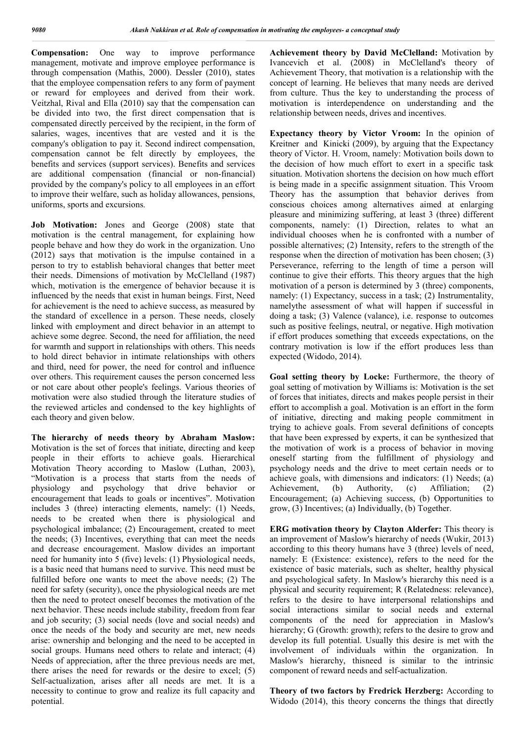**Compensation:** One way to improve performance management, motivate and improve employee performance is through compensation (Mathis, 2000). Dessler (2010), states that the employee compensation refers to any form of payment or reward for employees and derived from their work. Veitzhal, Rival and Ella (2010) say that the compensation can be divided into two, the first direct compensation that is compensated directly perceived by the recipient, in the form of salaries, wages, incentives that are vested and it is the company's obligation to pay it. Second indirect compensation, compensation cannot be felt directly by employees, the benefits and services (support services). Benefits and services are additional compensation (financial or non-financial) provided by the company's policy to all employees in an effort to improve their welfare, such as holiday allowances, pensions, uniforms, sports and excursions.

**Job Motivation:** Jones and George (2008) state that motivation is the central management, for explaining how people behave and how they do work in the organization. Uno (2012) says that motivation is the impulse contained in a person to try to establish behavioral changes that better meet their needs. Dimensions of motivation by McClelland (1987) which, motivation is the emergence of behavior because it is influenced by the needs that exist in human beings. First, Need for achievement is the need to achieve success, as measured by the standard of excellence in a person. These needs, closely linked with employment and direct behavior in an attempt to achieve some degree. Second, the need for affiliation, the need for warmth and support in relationships with others. This needs to hold direct behavior in intimate relationships with others and third, need for power, the need for control and influence over others. This requirement causes the person concerned less or not care about other people's feelings. Various theories of motivation were also studied through the literature studies of the reviewed articles and condensed to the key highlights of each theory and given below.

**The hierarchy of needs theory by Abraham Maslow:** Motivation is the set of forces that initiate, directing and keep people in their efforts to achieve goals. Hierarchical Motivation Theory according to Maslow (Luthan, 2003), "Motivation is a process that starts from the needs of physiology and psychology that drive behavior or encouragement that leads to goals or incentives". Motivation includes 3 (three) interacting elements, namely: (1) Needs, needs to be created when there is physiological and psychological imbalance; (2) Encouragement, created to meet the needs; (3) Incentives, everything that can meet the needs and decrease encouragement. Maslow divides an important need for humanity into 5 (five) levels: (1) Physiological needs, is a basic need that humans need to survive. This need must be fulfilled before one wants to meet the above needs; (2) The need for safety (security), once the physiological needs are met then the need to protect oneself becomes the motivation of the next behavior. These needs include stability, freedom from fear and job security; (3) social needs (love and social needs) and once the needs of the body and security are met, new needs arise: ownership and belonging and the need to be accepted in social groups. Humans need others to relate and interact; (4) Needs of appreciation, after the three previous needs are met, there arises the need for rewards or the desire to excel; (5) Self-actualization, arises after all needs are met. It is a necessity to continue to grow and realize its full capacity and potential.

**Achievement theory by David McClelland:** Motivation by Ivancevich et al. (2008) in McClelland's theory of Achievement Theory, that motivation is a relationship with the concept of learning. He believes that many needs are derived from culture. Thus the key to understanding the process of motivation is interdependence on understanding and the relationship between needs, drives and incentives.

**Expectancy theory by Victor Vroom:** In the opinion of Kreitner and Kinicki (2009), by arguing that the Expectancy theory of Victor. H. Vroom, namely: Motivation boils down to the decision of how much effort to exert in a specific task situation. Motivation shortens the decision on how much effort is being made in a specific assignment situation. This Vroom Theory has the assumption that behavior derives from conscious choices among alternatives aimed at enlarging pleasure and minimizing suffering, at least 3 (three) different components, namely: (1) Direction, relates to what an individual chooses when he is confronted with a number of possible alternatives; (2) Intensity, refers to the strength of the response when the direction of motivation has been chosen; (3) Perseverance, referring to the length of time a person will continue to give their efforts. This theory argues that the high motivation of a person is determined by 3 (three) components, namely: (1) Expectancy, success in a task; (2) Instrumentality, namelythe assessment of what will happen if successful in doing a task; (3) Valence (valance), i.e. response to outcomes such as positive feelings, neutral, or negative. High motivation if effort produces something that exceeds expectations, on the contrary motivation is low if the effort produces less than expected (Widodo, 2014).

**Goal setting theory by Locke:** Furthermore, the theory of goal setting of motivation by Williams is: Motivation is the set of forces that initiates, directs and makes people persist in their effort to accomplish a goal. Motivation is an effort in the form of initiative, directing and making people commitment in trying to achieve goals. From several definitions of concepts that have been expressed by experts, it can be synthesized that the motivation of work is a process of behavior in moving oneself starting from the fulfillment of physiology and psychology needs and the drive to meet certain needs or to achieve goals, with dimensions and indicators: (1) Needs; (a) Achievement, (b) Authority, (c) Affiliation; (2) Encouragement; (a) Achieving success, (b) Opportunities to grow, (3) Incentives; (a) Individually, (b) Together.

**ERG motivation theory by Clayton Alderfer:** This theory is an improvement of Maslow's hierarchy of needs (Wukir, 2013) according to this theory humans have 3 (three) levels of need, namely: E (Existence: existence), refers to the need for the existence of basic materials, such as shelter, healthy physical and psychological safety. In Maslow's hierarchy this need is a physical and security requirement; R (Relatedness: relevance), refers to the desire to have interpersonal relationships and social interactions similar to social needs and external components of the need for appreciation in Maslow's hierarchy; G (Growth: growth); refers to the desire to grow and develop its full potential. Usually this desire is met with the involvement of individuals within the organization. In Maslow's hierarchy, thisneed is similar to the intrinsic component of reward needs and self-actualization.

**Theory of two factors by Fredrick Herzberg:** According to Widodo (2014), this theory concerns the things that directly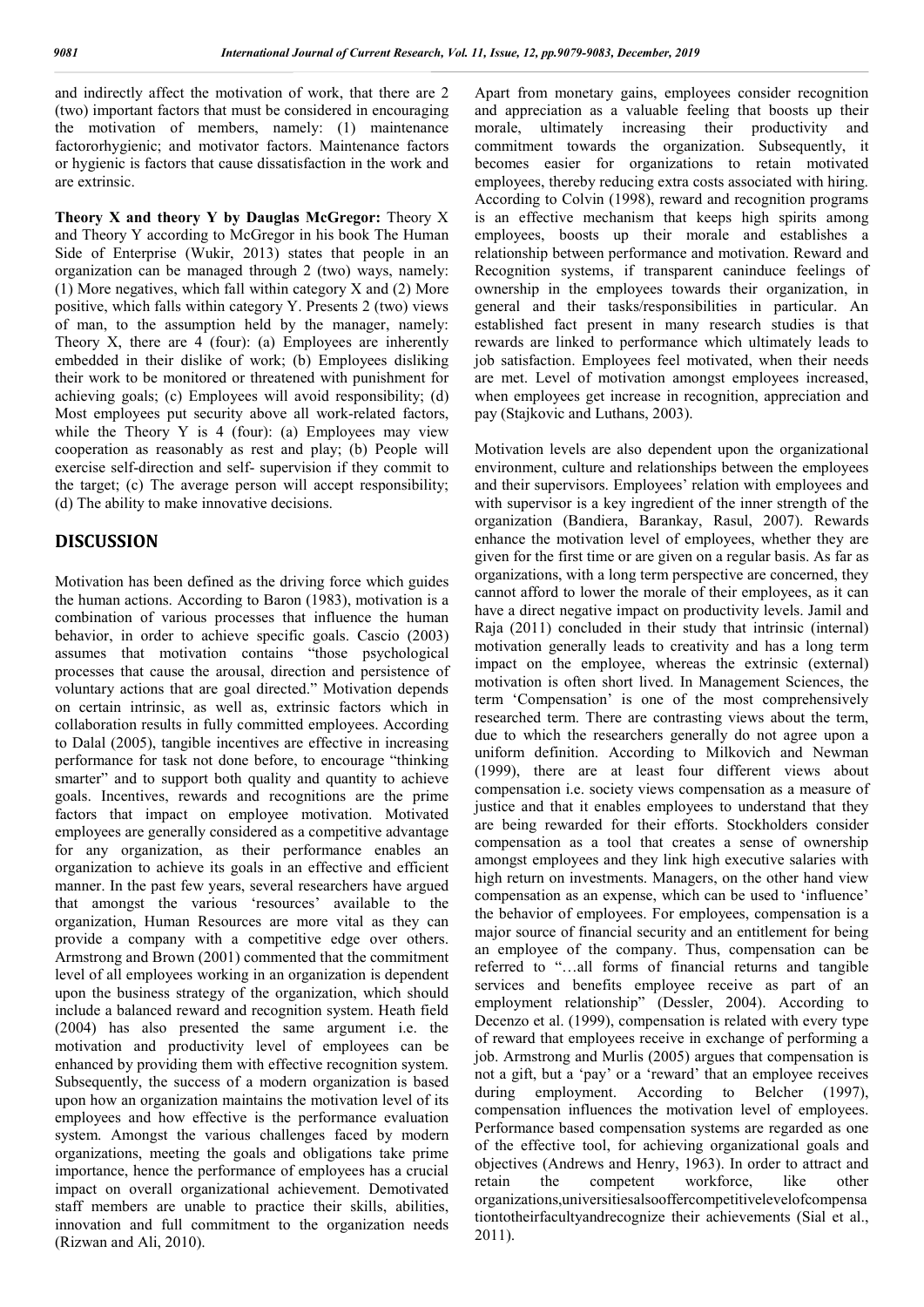and indirectly affect the motivation of work, that there are 2 (two) important factors that must be considered in encouraging the motivation of members, namely: (1) maintenance factororhygienic; and motivator factors. Maintenance factors or hygienic is factors that cause dissatisfaction in the work and are extrinsic.

**Theory X and theory Y by Dauglas McGregor:** Theory X and Theory Y according to McGregor in his book The Human Side of Enterprise (Wukir, 2013) states that people in an organization can be managed through 2 (two) ways, namely: (1) More negatives, which fall within category X and (2) More positive, which falls within category Y. Presents 2 (two) views of man, to the assumption held by the manager, namely: Theory X, there are 4 (four): (a) Employees are inherently embedded in their dislike of work; (b) Employees disliking their work to be monitored or threatened with punishment for achieving goals; (c) Employees will avoid responsibility; (d) Most employees put security above all work-related factors, while the Theory Y is 4 (four): (a) Employees may view cooperation as reasonably as rest and play; (b) People will exercise self-direction and self- supervision if they commit to the target; (c) The average person will accept responsibility; (d) The ability to make innovative decisions.

## DISCUSSION

Motivation has been defined as the driving force which guides the human actions. According to Baron (1983), motivation is a combination of various processes that influence the human behavior, in order to achieve specific goals. Cascio (2003) assumes that motivation contains "those psychological processes that cause the arousal, direction and persistence of voluntary actions that are goal directed." Motivation depends on certain intrinsic, as well as, extrinsic factors which in collaboration results in fully committed employees. According to Dalal (2005), tangible incentives are effective in increasing performance for task not done before, to encourage "thinking smarter" and to support both quality and quantity to achieve goals. Incentives, rewards and recognitions are the prime factors that impact on employee motivation. Motivated employees are generally considered as a competitive advantage for any organization, as their performance enables an organization to achieve its goals in an effective and efficient manner. In the past few years, several researchers have argued that amongst the various 'resources' available to the organization, Human Resources are more vital as they can provide a company with a competitive edge over others. Armstrong and Brown (2001) commented that the commitment level of all employees working in an organization is dependent upon the business strategy of the organization, which should include a balanced reward and recognition system. Heath field (2004) has also presented the same argument i.e. the motivation and productivity level of employees can be enhanced by providing them with effective recognition system. Subsequently, the success of a modern organization is based upon how an organization maintains the motivation level of its employees and how effective is the performance evaluation system. Amongst the various challenges faced by modern organizations, meeting the goals and obligations take prime importance, hence the performance of employees has a crucial impact on overall organizational achievement. Demotivated staff members are unable to practice their skills, abilities, innovation and full commitment to the organization needs (Rizwan and Ali, 2010).

Apart from monetary gains, employees consider recognition and appreciation as a valuable feeling that boosts up their morale, ultimately increasing their productivity and commitment towards the organization. Subsequently, it becomes easier for organizations to retain motivated employees, thereby reducing extra costs associated with hiring. According to Colvin (1998), reward and recognition programs is an effective mechanism that keeps high spirits among employees, boosts up their morale and establishes a relationship between performance and motivation. Reward and Recognition systems, if transparent caninduce feelings of ownership in the employees towards their organization, in general and their tasks/responsibilities in particular. An established fact present in many research studies is that rewards are linked to performance which ultimately leads to job satisfaction. Employees feel motivated, when their needs are met. Level of motivation amongst employees increased, when employees get increase in recognition, appreciation and pay (Stajkovic and Luthans, 2003).

Motivation levels are also dependent upon the organizational environment, culture and relationships between the employees and their supervisors. Employees' relation with employees and with supervisor is a key ingredient of the inner strength of the organization (Bandiera, Barankay, Rasul, 2007). Rewards enhance the motivation level of employees, whether they are given for the first time or are given on a regular basis. As far as organizations, with a long term perspective are concerned, they cannot afford to lower the morale of their employees, as it can have a direct negative impact on productivity levels. Jamil and Raja (2011) concluded in their study that intrinsic (internal) motivation generally leads to creativity and has a long term impact on the employee, whereas the extrinsic (external) motivation is often short lived. In Management Sciences, the term 'Compensation' is one of the most comprehensively researched term. There are contrasting views about the term, due to which the researchers generally do not agree upon a uniform definition. According to Milkovich and Newman (1999), there are at least four different views about compensation i.e. society views compensation as a measure of justice and that it enables employees to understand that they are being rewarded for their efforts. Stockholders consider compensation as a tool that creates a sense of ownership amongst employees and they link high executive salaries with high return on investments. Managers, on the other hand view compensation as an expense, which can be used to 'influence' the behavior of employees. For employees, compensation is a major source of financial security and an entitlement for being an employee of the company. Thus, compensation can be referred to "…all forms of financial returns and tangible services and benefits employee receive as part of an employment relationship" (Dessler, 2004). According to Decenzo et al. (1999), compensation is related with every type of reward that employees receive in exchange of performing a job. Armstrong and Murlis (2005) argues that compensation is not a gift, but a 'pay' or a 'reward' that an employee receives during employment. According to Belcher (1997), compensation influences the motivation level of employees. Performance based compensation systems are regarded as one of the effective tool, for achieving organizational goals and objectives (Andrews and Henry, 1963). In order to attract and retain the competent workforce, like other organizations,universitiesalsooffercompetitivelevelofcompensationtotheirfacultyandrecognize their achievements (Sial et al., 2011).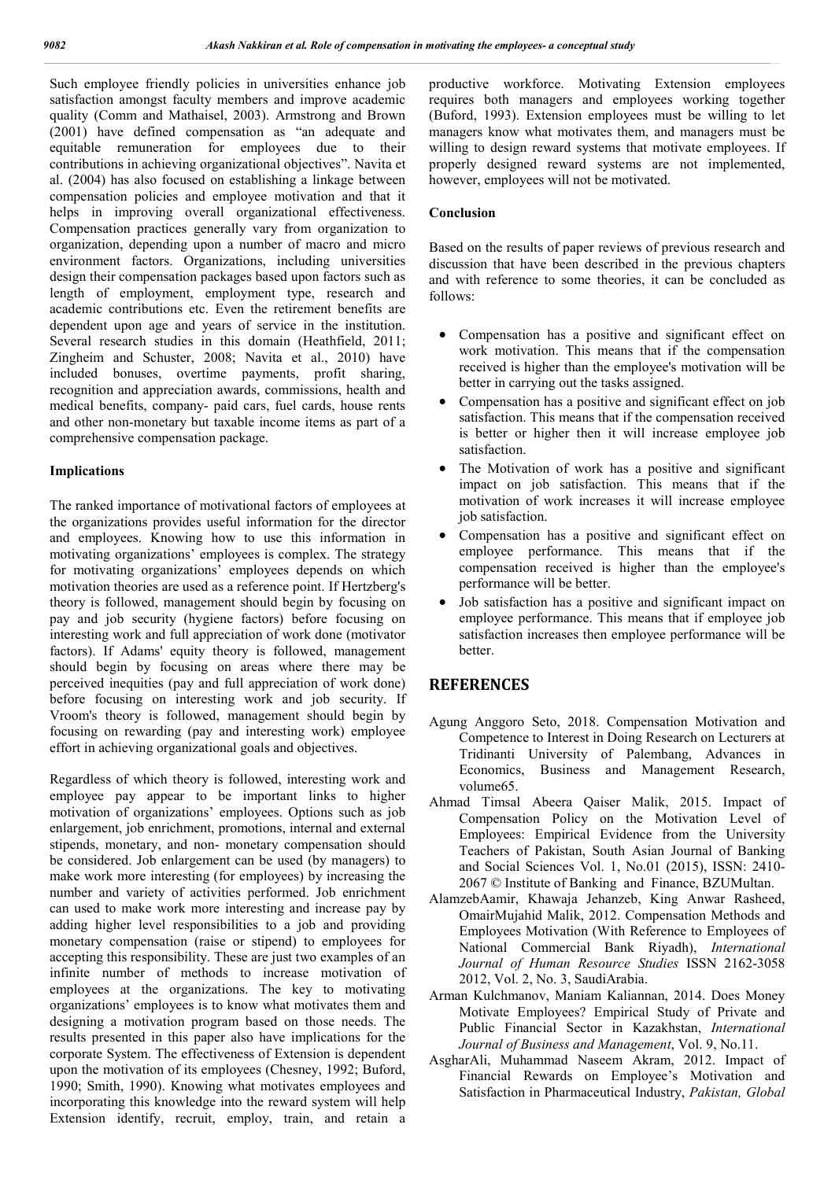Such employee friendly policies in universities enhance job satisfaction amongst faculty members and improve academic quality (Comm and Mathaisel, 2003). Armstrong and Brown (2001) have defined compensation as "an adequate and equitable remuneration for employees due to their contributions in achieving organizational objectives". Navita et al. (2004) has also focused on establishing a linkage between compensation policies and employee motivation and that it helps in improving overall organizational effectiveness. Compensation practices generally vary from organization to organization, depending upon a number of macro and micro environment factors. Organizations, including universities design their compensation packages based upon factors such as length of employment, employment type, research and academic contributions etc. Even the retirement benefits are dependent upon age and years of service in the institution. Several research studies in this domain (Heathfield, 2011; Zingheim and Schuster, 2008; Navita et al., 2010) have included bonuses, overtime payments, profit sharing, recognition and appreciation awards, commissions, health and medical benefits, company- paid cars, fuel cards, house rents and other non-monetary but taxable income items as part of a comprehensive compensation package.

### Implications

The ranked importance of motivational factors of employees at the organizations provides useful information for the director and employees. Knowing how to use this information in motivating organizations' employees is complex. The strategy for motivating organizations' employees depends on which motivation theories are used as a reference point. If Hertzberg's theory is followed, management should begin by focusing on pay and job security (hygiene factors) before focusing on interesting work and full appreciation of work done (motivator factors). If Adams' equity theory is followed, management should begin by focusing on areas where there may be perceived inequities (pay and full appreciation of work done) before focusing on interesting work and job security. If Vroom's theory is followed, management should begin by focusing on rewarding (pay and interesting work) employee effort in achieving organizational goals and objectives.

Regardless of which theory is followed, interesting work and employee pay appear to be important links to higher motivation of organizations' employees. Options such as job enlargement, job enrichment, promotions, internal and external stipends, monetary, and non- monetary compensation should be considered. Job enlargement can be used (by managers) to make work more interesting (for employees) by increasing the number and variety of activities performed. Job enrichment can used to make work more interesting and increase pay by adding higher level responsibilities to a job and providing monetary compensation (raise or stipend) to employees for accepting this responsibility. These are just two examples of an infinite number of methods to increase motivation of employees at the organizations. The key to motivating organizations' employees is to know what motivates them and designing a motivation program based on those needs. The results presented in this paper also have implications for the corporate System. The effectiveness of Extension is dependent upon the motivation of its employees (Chesney, 1992; Buford, 1990; Smith, 1990). Knowing what motivates employees and incorporating this knowledge into the reward system will help Extension identify, recruit, employ, train, and retain a productive workforce. Motivating Extension employees requires both managers and employees working together (Buford, 1993). Extension employees must be willing to let managers know what motivates them, and managers must be willing to design reward systems that motivate employees. If properly designed reward systems are not implemented, however, employees will not be motivated.

### Conclusion

Based on the results of paper reviews of previous research and discussion that have been described in the previous chapters and with reference to some theories, it can be concluded as follows:

- Compensation has a positive and significant effect on work motivation. This means that if the compensation received is higher than the employee's motivation will be better in carrying out the tasks assigned.
- Compensation has a positive and significant effect on job satisfaction. This means that if the compensation received is better or higher then it will increase employee job satisfaction.
- The Motivation of work has a positive and significant impact on job satisfaction. This means that if the motivation of work increases it will increase employee job satisfaction.
- Compensation has a positive and significant effect on employee performance. This means that if the compensation received is higher than the employee's performance will be better.
- Job satisfaction has a positive and significant impact on employee performance. This means that if employee job satisfaction increases then employee performance will be better.

## REFERENCES

Agung Anggoro Seto, 2018. Compensation Motivation and Competence to Interest in Doing Research on Lecturers at Tridinanti University of Palembang, Advances in Economics, Business and Management Research, volume65.

Ahmad Timsal Abeera Qaiser Malik, 2015. Impact of Compensation Policy on the Motivation Level of Employees: Empirical Evidence from the University Teachers of Pakistan, South Asian Journal of Banking and Social Sciences Vol. 1, No.01 (2015), ISSN: 2410-2067 © Institute of Banking and Finance, BZUMultan.

AlamzebAamir, Khawaja Jehanzeb, King Anwar Rasheed, OmairMujahid Malik, 2012. Compensation Methods and Employees Motivation (With Reference to Employees of National Commercial Bank Riyadh), *International Journal of Human Resource Studies* ISSN 2162-3058 2012, Vol. 2, No. 3, SaudiArabia.

Arman Kulchmanov, Maniam Kaliannan, 2014. Does Money Motivate Employees? Empirical Study of Private and Public Financial Sector in Kazakhstan, *International Journal of Business and Management*, Vol. 9, No.11.

AsgharAli, Muhammad Naseem Akram, 2012. Impact of Financial Rewards on Employee's Motivation and Satisfaction in Pharmaceutical Industry, *Pakistan, Global*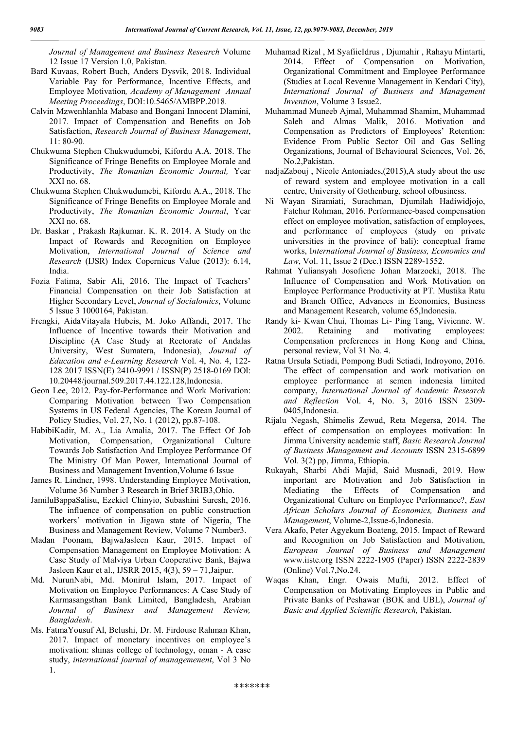*Journal of Management and Business Research* Volume 12 Issue 17 Version 1.0, Pakistan.

Bard Kuvaas, Robert Buch, Anders Dysvik, 2018. Individual Variable Pay for Performance, Incentive Effects, and Employee Motivation*, Academy of Management Annual Meeting Proceedings*, DOI:10.5465/AMBPP.2018.

Calvin Mzwenhlanhla Mabaso and Bongani Innocent Dlamini, 2017. Impact of Compensation and Benefits on Job Satisfaction, *Research Journal of Business Management*, 11: 80-90.

Chukwuma Stephen Chukwudumebi, Kifordu A.A. 2018. The Significance of Fringe Benefits on Employee Morale and Productivity, *The Romanian Economic Journal,* Year XXI no. 68.

Chukwuma Stephen Chukwudumebi, Kifordu A.A., 2018. The Significance of Fringe Benefits on Employee Morale and Productivity, *The Romanian Economic Journal*, Year XXI no. 68.

Dr. Baskar , Prakash Rajkumar. K. R. 2014. A Study on the Impact of Rewards and Recognition on Employee Motivation, *International Journal of Science and Research* (IJSR) Index Copernicus Value (2013): 6.14, India.

Fozia Fatima, Sabir Ali, 2016. The Impact of Teachers' Financial Compensation on their Job Satisfaction at Higher Secondary Level, *Journal of Socialomics*, Volume 5 Issue 3 1000164, Pakistan.

Frengki, AidaVitayala Hubeis, M. Joko Affandi, 2017. The Influence of Incentive towards their Motivation and Discipline (A Case Study at Rectorate of Andalas University, West Sumatera, Indonesia), *Journal of Education and e-Learning Research* Vol. 4, No. 4, 122-128 2017 ISSN(E) 2410-9991 / ISSN(P) 2518-0169 DOI: 10.20448/journal.509.2017.44.122.128,Indonesia.

Geon Lee, 2012. Pay-for-Performance and Work Motivation: Comparing Motivation between Two Compensation Systems in US Federal Agencies, The Korean Journal of Policy Studies, Vol. 27, No. 1 (2012), pp.87-108.

HabibiKadir, M. A., Lia Amalia, 2017. The Effect Of Job Motivation, Compensation, Organizational Culture Towards Job Satisfaction And Employee Performance Of The Ministry Of Man Power, International Journal of Business and Management Invention,Volume 6 Issue

James R. Lindner, 1998. Understanding Employee Motivation, Volume 36 Number 3 Research in Brief 3RIB3,Ohio.

JamiluBappaSalisu, Ezekiel Chinyio, Subashini Suresh, 2016. The influence of compensation on public construction workers' motivation in Jigawa state of Nigeria, The Business and Management Review, Volume 7 Number3.

Madan Poonam, BajwaJasleen Kaur, 2015. Impact of Compensation Management on Employee Motivation: A Case Study of Malviya Urban Cooperative Bank, Bajwa Jasleen Kaur et al., IJSRR 2015, 4(3), 59 – 71,Jaipur.

Md. NurunNabi, Md. Monirul Islam, 2017. Impact of Motivation on Employee Performances: A Case Study of Karmasangsthan Bank Limited, Bangladesh, Arabian *Journal of Business and Management Review, Bangladesh*.

Ms. FatmaYousuf Al, Belushi, Dr. M. Firdouse Rahman Khan, 2017. Impact of monetary incentives on employee's motivation: shinas college of technology, oman - A case study, *international journal of managemenent*, Vol 3 No 1.

Muhamad Rizal , M SyafiieIdrus , Djumahir , Rahayu Mintarti, 2014. Effect of Compensation on Motivation, Organizational Commitment and Employee Performance (Studies at Local Revenue Management in Kendari City), *International Journal of Business and Management Invention*, Volume 3 Issue2.

Muhammad Muneeb Ajmal, Muhammad Shamim, Muhammad Saleh and Almas Malik, 2016. Motivation and Compensation as Predictors of Employees' Retention: Evidence From Public Sector Oil and Gas Selling Organizations, Journal of Behavioural Sciences, Vol. 26, No.2,Pakistan.

nadjaZabouj , Nicole Antoniades,(2015),A study about the use of reward system and employee motivation in a call centre, University of Gothenburg, school ofbusiness.

Ni Wayan Siramiati, Surachman, Djumilah Hadiwidjojo, Fatchur Rohman, 2016. Performance-based compensation effect on employee motivation, satisfaction of employees, and performance of employees (study on private universities in the province of bali): conceptual frame works, I*nternational Journal of Business, Economics and Law*, Vol. 11, Issue 2 (Dec.) ISSN 2289-1552.

Rahmat Yuliansyah Josofiene Johan Marzoeki, 2018. The Influence of Compensation and Work Motivation on Employee Performance Productivity at PT. Mustika Ratu and Branch Office, Advances in Economics, Business and Management Research, volume 65,Indonesia.

Randy ki- Kwan Chui, Thomas Li- Ping Tang, Vivienne. W. 2002. Retaining and motivating employees: Compensation preferences in Hong Kong and China, personal review, Vol 31 No. 4.

Ratna Ursula Setiadi, Pompong Budi Setiadi, Indroyono, 2016. The effect of compensation and work motivation on employee performance at semen indonesia limited company, *International Journal of Academic Research and Reflection* Vol. 4, No. 3, 2016 ISSN 2309-0405,Indonesia.

Rijalu Negash, Shimelis Zewud, Reta Megersa, 2014. The effect of compensation on employees motivation: In Jimma University academic staff, *Basic Research Journal of Business Management and Accounts* ISSN 2315-6899 Vol. 3(2) pp, Jimma, Ethiopia.

Rukayah, Sharbi Abdi Majid, Said Musnadi, 2019. How important are Motivation and Job Satisfaction in Mediating the Effects of Compensation and Organizational Culture on Employee Performance?, *East African Scholars Journal of Economics, Business and Management*, Volume-2,Issue-6,Indonesia.

Vera Akafo, Peter Agyekum Boateng, 2015. Impact of Reward and Recognition on Job Satisfaction and Motivation, *European Journal of Business and Management* www.iiste.org ISSN 2222-1905 (Paper) ISSN 2222-2839 (Online) Vol.7,No.24.

Waqas Khan, Engr. Owais Mufti, 2012. Effect of Compensation on Motivating Employees in Public and Private Banks of Peshawar (BOK and UBL), *Journal of Basic and Applied Scientific Research,* Pakistan.

*******